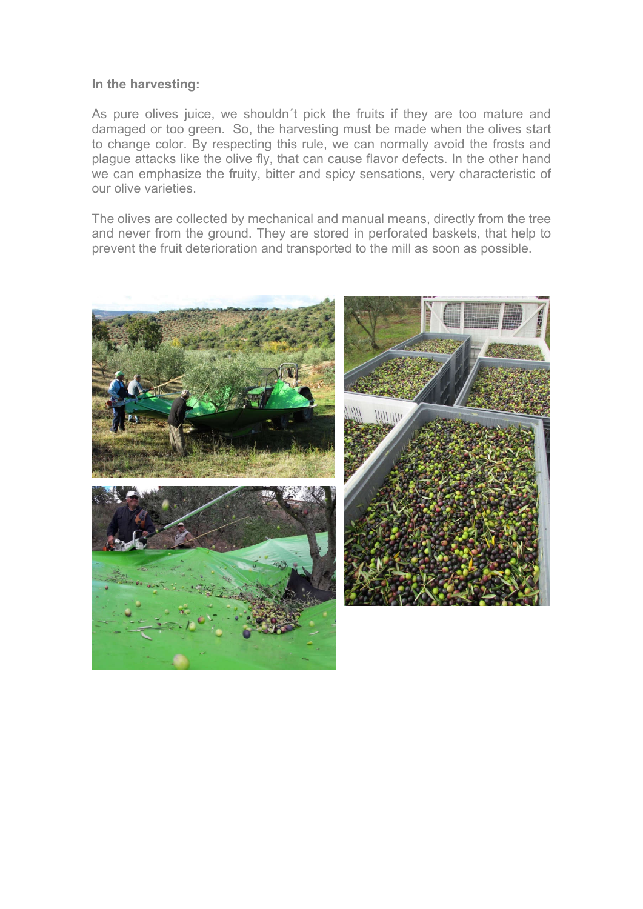**In the harvesting:**

As pure olives juice, we shouldn´t pick the fruits if they are too mature and damaged or too green. So, the harvesting must be made when the olives start to change color. By respecting this rule, we can normally avoid the frosts and plague attacks like the olive fly, that can cause flavor defects. In the other hand we can emphasize the fruity, bitter and spicy sensations, very characteristic of our olive varieties.

The olives are collected by mechanical and manual means, directly from the tree and never from the ground. They are stored in perforated baskets, that help to prevent the fruit deterioration and transported to the mill as soon as possible.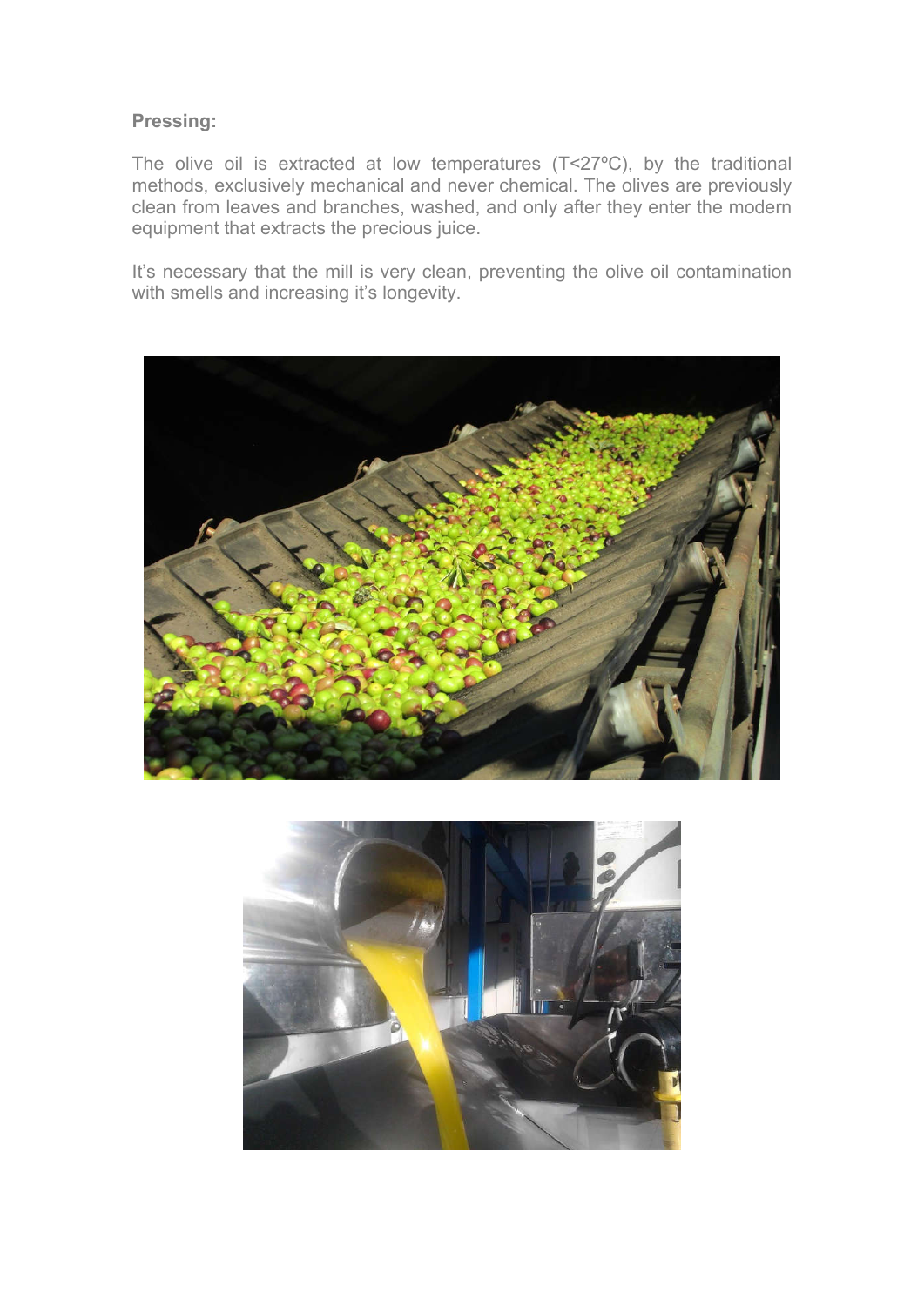**Pressing:**

The olive oil is extracted at low temperatures (T<27ºC), by the traditional methods, exclusively mechanical and never chemical. The olives are previously clean from leaves and branches, washed, and only after they enter the modern equipment that extracts the precious juice.

It's necessary that the mill is very clean, preventing the olive oil contamination with smells and increasing it's longevity.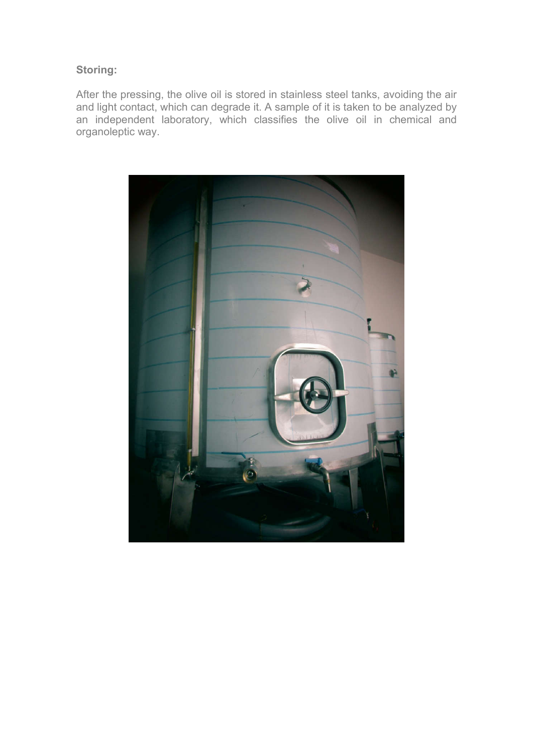**Storing:**

After the pressing, the olive oil is stored in stainless steel tanks, avoiding the air and light contact, which can degrade it. A sample of it is taken to be analyzed by an independent laboratory, which classifies the olive oil in chemical and organoleptic way.